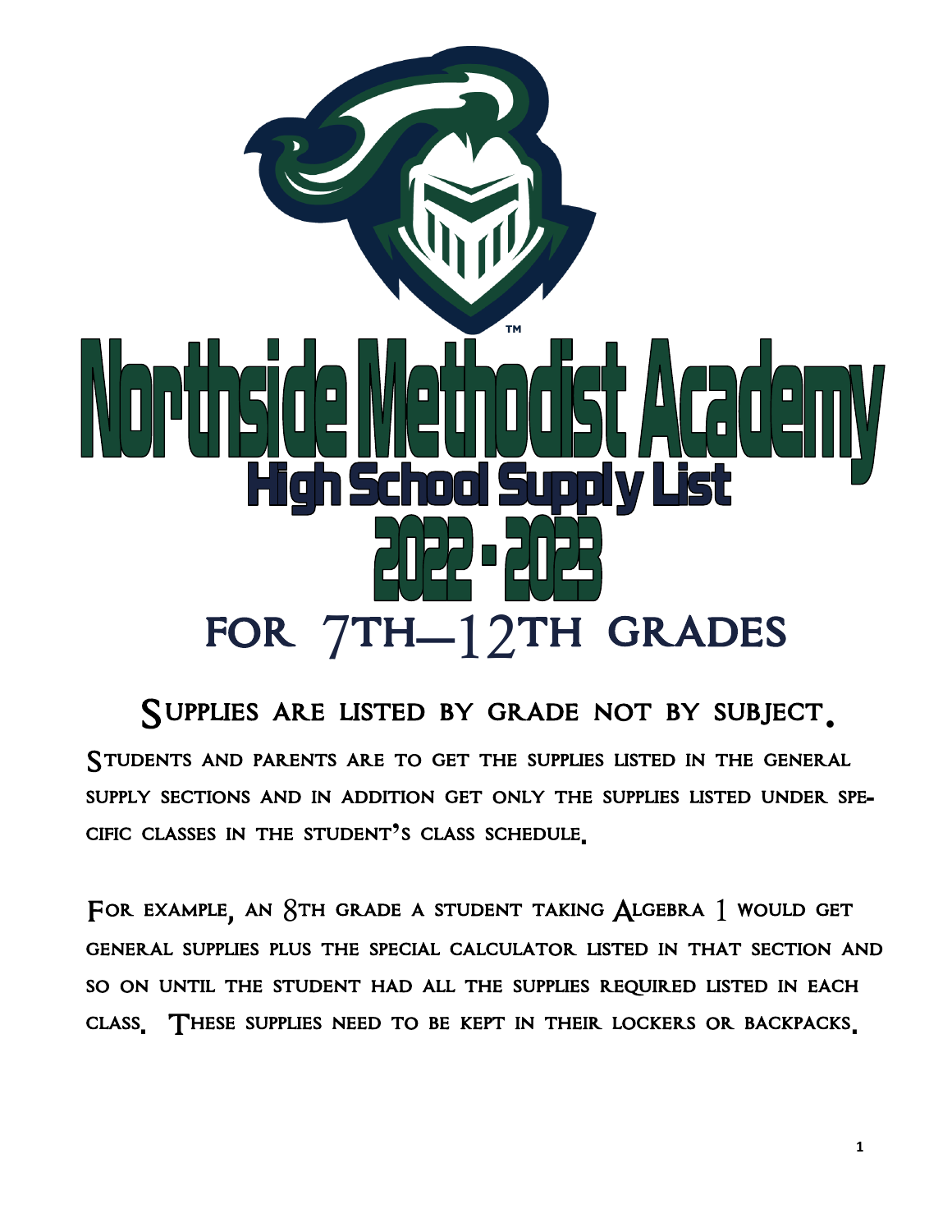# Northside Methodist Academy

## High School Supply List

## 2022 - 2023

## FOR 7TH—12TH GRADES

### Supplies are listed by grade not by subject.

Students and parents are to get the supplies listed in the general supply sections and in addition get only the supplies listed under specific classes in the student's class schedule.

For example, an 8th grade a student taking Algebra 1 would get general supplies plus the special calculator listed in that section and so on until the student had all the supplies required listed in each class. These supplies need to be kept in their lockers or backpacks.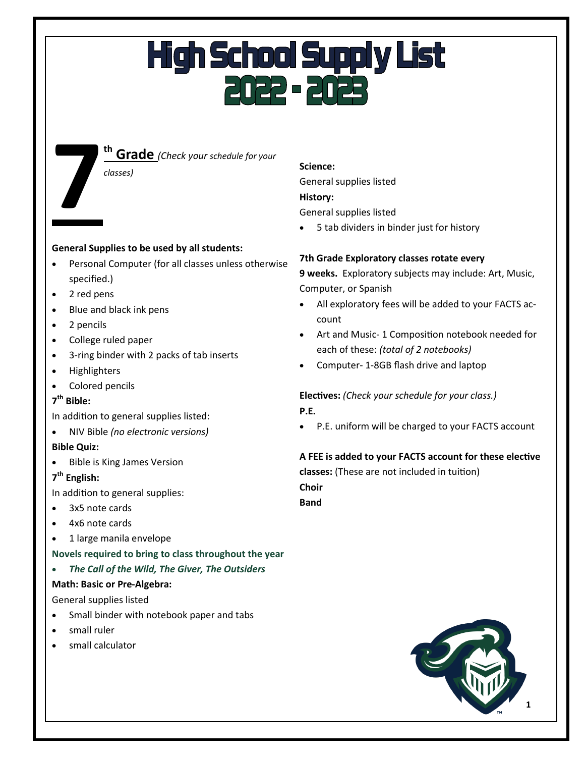# High School Supply List
# 2022 - 2023

## 7th Grade *(Check your schedule for your classes)*

**General Supplies to be used by all students:**

- Personal Computer (for all classes unless otherwise specified.)
- 2 red pens
- Blue and black ink pens
- 2 pencils
- College ruled paper
- 3-ring binder with 2 packs of tab inserts
- Highlighters
- Colored pencils

**7th Bible:**

In addition to general supplies listed:

- NIV Bible *(no electronic versions)*

**Bible Quiz:**

- Bible is King James Version

**7th English:**

In addition to general supplies:

- 3x5 note cards
- 4x6 note cards
- 1 large manila envelope

**Novels required to bring to class throughout the year**

- ***The Call of the Wild, The Giver, The Outsiders***

**Math: Basic or Pre-Algebra:**

General supplies listed

- Small binder with notebook paper and tabs
- small ruler
- small calculator

**Science:**

General supplies listed

**History:**

General supplies listed

- 5 tab dividers in binder just for history

**7th Grade Exploratory classes rotate every 9 weeks.** Exploratory subjects may include: Art, Music, Computer, or Spanish

- All exploratory fees will be added to your FACTS account
- Art and Music- 1 Composition notebook needed for each of these: *(total of 2 notebooks)*
- Computer- 1-8GB flash drive and laptop

**Electives:** *(Check your schedule for your class.)*

**P.E.**

- P.E. uniform will be charged to your FACTS account

**A FEE is added to your FACTS account for these elective classes:** (These are not included in tuition)

**Choir**

**Band**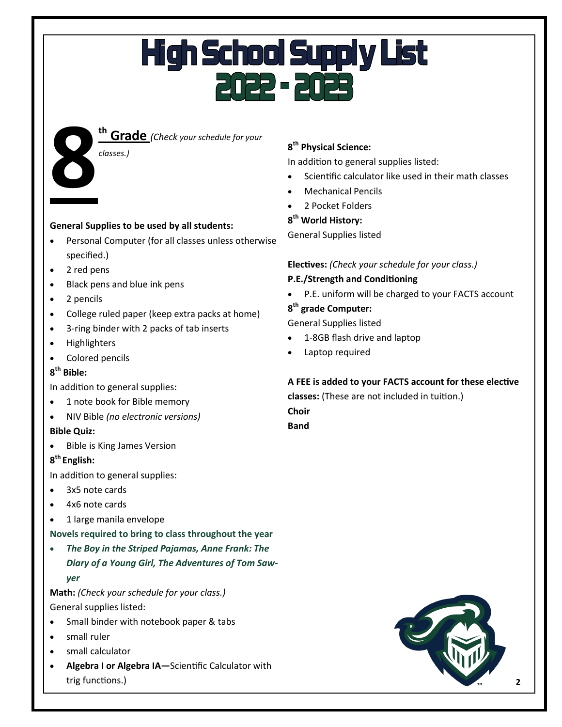# High School Supply List 2022 - 2023

## 8th Grade *(Check your schedule for your classes.)*

**General Supplies to be used by all students:**

- Personal Computer (for all classes unless otherwise specified.)
- 2 red pens
- Black pens and blue ink pens
- 2 pencils
- College ruled paper (keep extra packs at home)
- 3-ring binder with 2 packs of tab inserts
- Highlighters
- Colored pencils

**8th Bible:**

In addition to general supplies:

- 1 note book for Bible memory
- NIV Bible *(no electronic versions)*

**Bible Quiz:**

- Bible is King James Version

**8th English:**

In addition to general supplies:

- 3x5 note cards
- 4x6 note cards
- 1 large manila envelope

**Novels required to bring to class throughout the year**

- ***The Boy in the Striped Pajamas, Anne Frank: The Diary of a Young Girl, The Adventures of Tom Sawyer***

**Math:** *(Check your schedule for your class.)*

General supplies listed:

- Small binder with notebook paper & tabs
- small ruler
- small calculator
- **Algebra I or Algebra IA—**Scientific Calculator with trig functions.)

**8th Physical Science:**

In addition to general supplies listed:

- Scientific calculator like used in their math classes
- Mechanical Pencils
- 2 Pocket Folders

**8th World History:**

General Supplies listed

**Electives:** *(Check your schedule for your class.)*

**P.E./Strength and Conditioning**

- P.E. uniform will be charged to your FACTS account

**8th grade Computer:**

General Supplies listed

- 1-8GB flash drive and laptop
- Laptop required

**A FEE is added to your FACTS account for these elective classes:** (These are not included in tuition.)

**Choir**

**Band**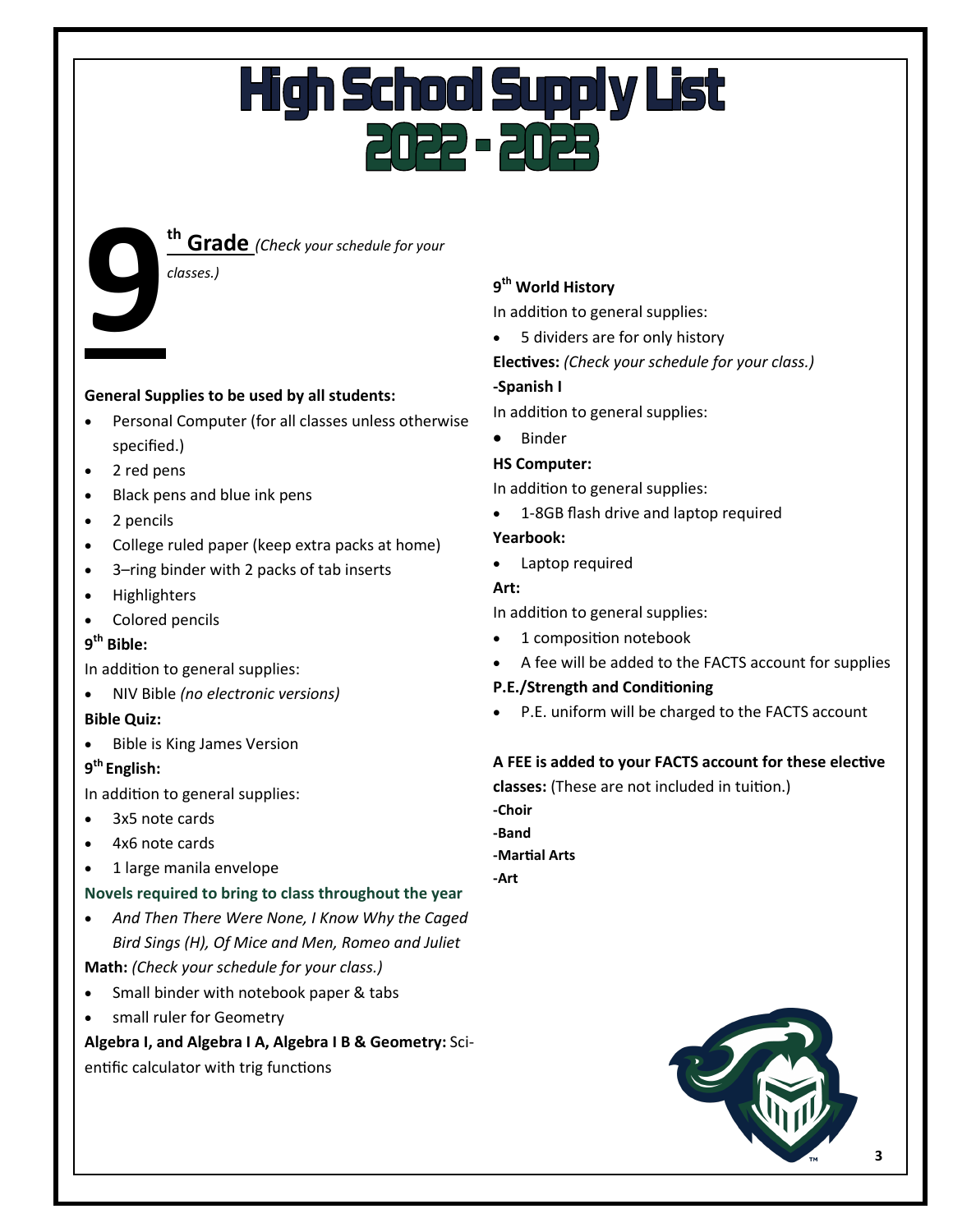# High School Supply List 2022 - 2023

## 9th Grade *(Check your schedule for your classes.)*

**General Supplies to be used by all students:**

- Personal Computer (for all classes unless otherwise specified.)
- 2 red pens
- Black pens and blue ink pens
- 2 pencils
- College ruled paper (keep extra packs at home)
- 3–ring binder with 2 packs of tab inserts
- Highlighters
- Colored pencils

**9th Bible:**

In addition to general supplies:

- NIV Bible *(no electronic versions)*

**Bible Quiz:**

- Bible is King James Version

**9th English:**

In addition to general supplies:

- 3x5 note cards
- 4x6 note cards
- 1 large manila envelope

**Novels required to bring to class throughout the year**

- *And Then There Were None, I Know Why the Caged Bird Sings (H), Of Mice and Men, Romeo and Juliet*

**Math:** *(Check your schedule for your class.)*

- Small binder with notebook paper & tabs
- small ruler for Geometry

**Algebra I, and Algebra I A, Algebra I B & Geometry:** Scientific calculator with trig functions

**9th World History**

In addition to general supplies:

- 5 dividers are for only history

**Electives:** *(Check your schedule for your class.)*

**-Spanish I**

In addition to general supplies:

- Binder

**HS Computer:**

In addition to general supplies:

- 1-8GB flash drive and laptop required

**Yearbook:**

- Laptop required

**Art:**

In addition to general supplies:

- 1 composition notebook
- A fee will be added to the FACTS account for supplies

**P.E./Strength and Conditioning**

- P.E. uniform will be charged to the FACTS account

**A FEE is added to your FACTS account for these elective classes:** (These are not included in tuition.)

**-Choir**

**-Band**

**-Martial Arts**

**-Art**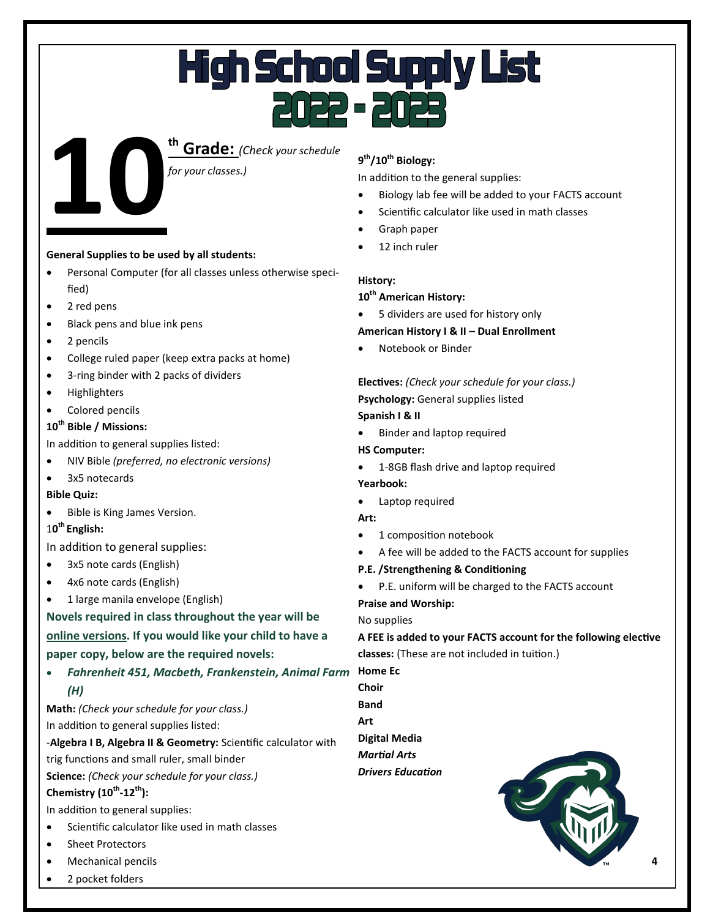# High School Supply List 2022 - 2023

## 10th Grade: *(Check your schedule for your classes.)*

**General Supplies to be used by all students:**

- Personal Computer (for all classes unless otherwise specified)
- 2 red pens
- Black pens and blue ink pens
- 2 pencils
- College ruled paper (keep extra packs at home)
- 3-ring binder with 2 packs of dividers
- Highlighters
- Colored pencils

**10th Bible / Missions:**

In addition to general supplies listed:

- NIV Bible *(preferred, no electronic versions)*
- 3x5 notecards

**Bible Quiz:**

- Bible is King James Version.

**10th English:**

In addition to general supplies:

- 3x5 note cards (English)
- 4x6 note cards (English)
- 1 large manila envelope (English)

**Novels required in class throughout the year will be online versions. If you would like your child to have a paper copy, below are the required novels:**

- ***Fahrenheit 451, Macbeth, Frankenstein, Animal Farm (H)***

**Math:** *(Check your schedule for your class.)*

In addition to general supplies listed:

-**Algebra I B, Algebra II & Geometry:** Scientific calculator with trig functions and small ruler, small binder

**Science:** *(Check your schedule for your class.)*

**Chemistry (10th-12th):**

In addition to general supplies:

- Scientific calculator like used in math classes
- Sheet Protectors
- Mechanical pencils
- 2 pocket folders

**9th/10th Biology:**

In addition to the general supplies:

- Biology lab fee will be added to your FACTS account
- Scientific calculator like used in math classes
- Graph paper
- 12 inch ruler

**History:**

**10th American History:**

- 5 dividers are used for history only

**American History I & II – Dual Enrollment**

- Notebook or Binder

**Electives:** *(Check your schedule for your class.)*

**Psychology:** General supplies listed

**Spanish I & II**

- Binder and laptop required

**HS Computer:**

- 1-8GB flash drive and laptop required

**Yearbook:**

- Laptop required

**Art:**

- 1 composition notebook
- A fee will be added to the FACTS account for supplies

**P.E. /Strengthening & Conditioning**

- P.E. uniform will be charged to the FACTS account

**Praise and Worship:**

No supplies

**A FEE is added to your FACTS account for the following elective classes:** (These are not included in tuition.)

**Home Ec**
**Choir**
**Band**
**Art**
**Digital Media**
***Martial Arts***
***Drivers Education***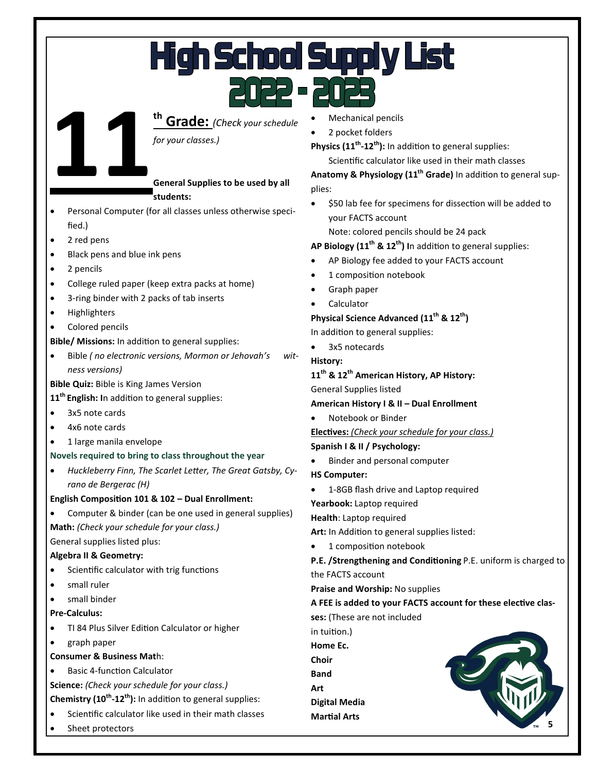# High School Supply List 2022 - 2023

## 11th Grade: *(Check your schedule for your classes.)*

**General Supplies to be used by all students:**

- Personal Computer (for all classes unless otherwise specified.)
- 2 red pens
- Black pens and blue ink pens
- 2 pencils
- College ruled paper (keep extra packs at home)
- 3-ring binder with 2 packs of tab inserts
- Highlighters
- Colored pencils

**Bible/ Missions:** In addition to general supplies:

- Bible *( no electronic versions, Mormon or Jehovah's witness versions)*

**Bible Quiz:** Bible is King James Version

**11th English: I**n addition to general supplies:

- 3x5 note cards
- 4x6 note cards
- 1 large manila envelope

**Novels required to bring to class throughout the year**

- *Huckleberry Finn, The Scarlet Letter, The Great Gatsby, Cyrano de Bergerac (H)*

**English Composition 101 & 102 – Dual Enrollment:**

- Computer & binder (can be one used in general supplies)

**Math:** *(Check your schedule for your class.)*

General supplies listed plus:

**Algebra II & Geometry:**

- Scientific calculator with trig functions
- small ruler
- small binder

**Pre-Calculus:**

- TI 84 Plus Silver Edition Calculator or higher
- graph paper

**Consumer & Business Mat**h:

- Basic 4-function Calculator

**Science:** *(Check your schedule for your class.)*

**Chemistry (10th-12th):** In addition to general supplies:

- Scientific calculator like used in their math classes
- Sheet protectors
- Mechanical pencils
- 2 pocket folders

**Physics (11th-12th):** In addition to general supplies:

Scientific calculator like used in their math classes

**Anatomy & Physiology (11th Grade)** In addition to general supplies:

- $50 lab fee for specimens for dissection will be added to your FACTS account

  Note: colored pencils should be 24 pack

**AP Biology (11th & 12th) I**n addition to general supplies:

- AP Biology fee added to your FACTS account
- 1 composition notebook
- Graph paper
- Calculator

**Physical Science Advanced (11th & 12th)**

In addition to general supplies:

- 3x5 notecards

**History:**

**11th & 12th American History, AP History:**

General Supplies listed

**American History I & II – Dual Enrollment**

- Notebook or Binder

**Electives:** *(Check your schedule for your class.)*

**Spanish I & II / Psychology:**

- Binder and personal computer

**HS Computer:**

- 1-8GB flash drive and Laptop required

**Yearbook:** Laptop required

**Health**: Laptop required

**Art:** In Addition to general supplies listed:

- 1 composition notebook

**P.E. /Strengthening and Conditioning** P.E. uniform is charged to the FACTS account

**Praise and Worship:** No supplies

**A FEE is added to your FACTS account for these elective classes:** (These are not included in tuition.)

**Home Ec.**

**Choir**

**Band**

**Art**

**Digital Media**

**Martial Arts**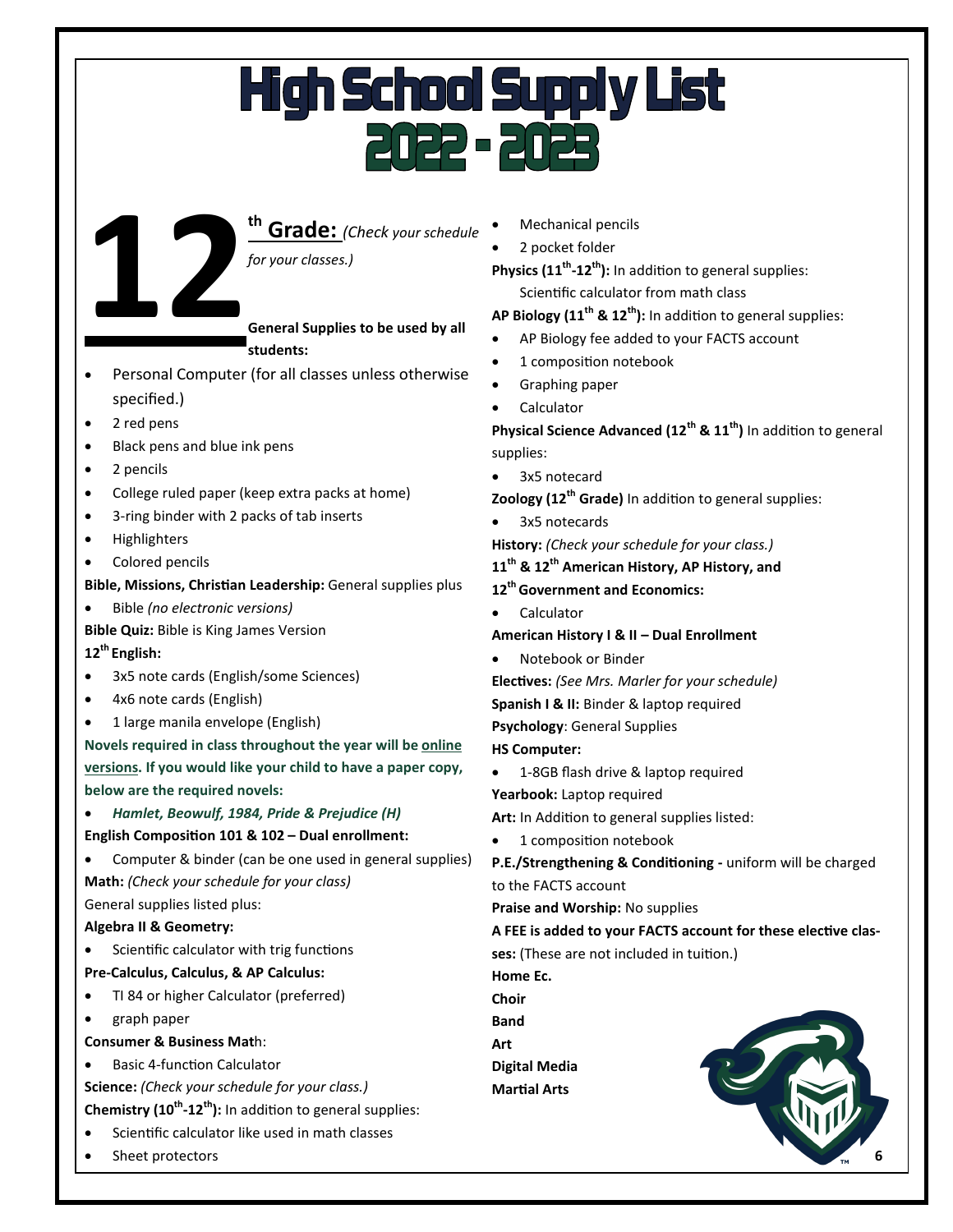# High School Supply List 2022 - 2023

## 12th Grade: *(Check your schedule for your classes.)*

**General Supplies to be used by all students:**

- Personal Computer (for all classes unless otherwise specified.)
- 2 red pens
- Black pens and blue ink pens
- 2 pencils
- College ruled paper (keep extra packs at home)
- 3-ring binder with 2 packs of tab inserts
- Highlighters
- Colored pencils

**Bible, Missions, Christian Leadership:** General supplies plus

- Bible *(no electronic versions)*

**Bible Quiz:** Bible is King James Version

**12th English:**

- 3x5 note cards (English/some Sciences)
- 4x6 note cards (English)
- 1 large manila envelope (English)

**Novels required in class throughout the year will be online versions. If you would like your child to have a paper copy, below are the required novels:**

- ***Hamlet, Beowulf, 1984, Pride & Prejudice (H)***

**English Composition 101 & 102 – Dual enrollment:**

- Computer & binder (can be one used in general supplies)

**Math:** *(Check your schedule for your class)*

General supplies listed plus:

**Algebra II & Geometry:**

- Scientific calculator with trig functions

**Pre-Calculus, Calculus, & AP Calculus:**

- TI 84 or higher Calculator (preferred)
- graph paper

**Consumer & Business Mat**h:

- Basic 4-function Calculator

**Science:** *(Check your schedule for your class.)*

**Chemistry (10th-12th):** In addition to general supplies:

- Scientific calculator like used in math classes
- Sheet protectors
- Mechanical pencils
- 2 pocket folder

**Physics (11th-12th):** In addition to general supplies:
Scientific calculator from math class

**AP Biology (11th & 12th):** In addition to general supplies:

- AP Biology fee added to your FACTS account
- 1 composition notebook
- Graphing paper
- Calculator

**Physical Science Advanced (12th & 11th)** In addition to general supplies:

- 3x5 notecard

**Zoology (12th Grade)** In addition to general supplies:

- 3x5 notecards

**History:** *(Check your schedule for your class.)*

**11th & 12th American History, AP History, and 12th Government and Economics:**

- Calculator

**American History I & II – Dual Enrollment**

- Notebook or Binder

**Electives:** *(See Mrs. Marler for your schedule)*

**Spanish I & II:** Binder & laptop required

**Psychology**: General Supplies

**HS Computer:**

- 1-8GB flash drive & laptop required

**Yearbook:** Laptop required

**Art:** In Addition to general supplies listed:

- 1 composition notebook

**P.E./Strengthening & Conditioning -** uniform will be charged to the FACTS account

**Praise and Worship:** No supplies

**A FEE is added to your FACTS account for these elective classes:** (These are not included in tuition.)

**Home Ec.**
**Choir**
**Band**
**Art**
**Digital Media**
**Martial Arts**